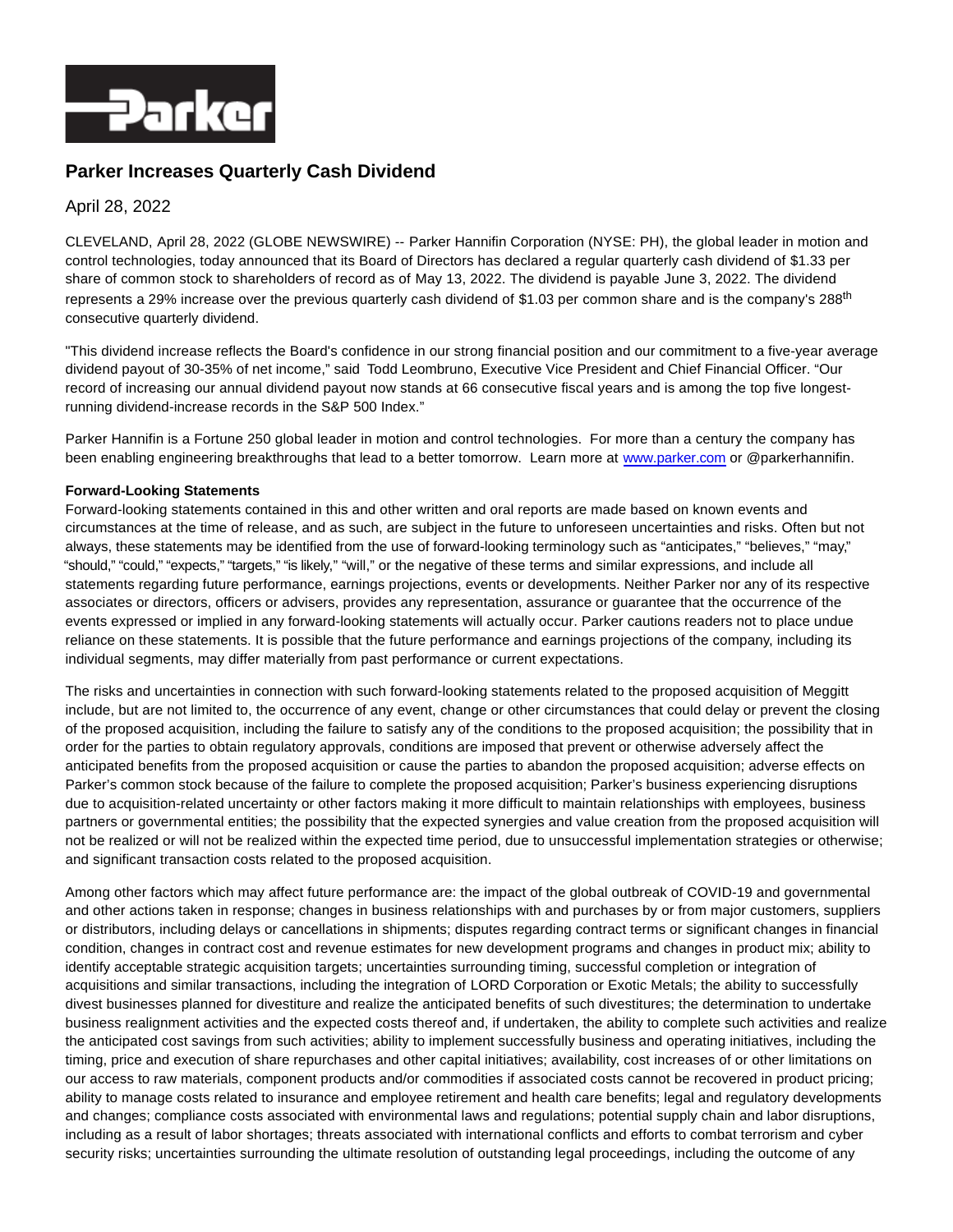# Parker Increases Quarterly Cash Dividend

April 28, 2022

CLEVELAND, April 28, 2022 (GLOBE NEWSWIRE) -- Parker Hannifin Corporation (NYSE: PH), the global leader in motion and control technologies, today announced that its Board of Directors has declared a regular quarterly cash dividend of $1.33 per share of common stock to shareholders of record as of May 13, 2022. The dividend is payable June 3, 2022. The dividend represents a 29% increase over the previous quarterly cash dividend of $1.03 per common share and is the company's 288th consecutive quarterly dividend.

"This dividend increase reflects the Board's confidence in our strong financial position and our commitment to a five-year average dividend payout of 30-35% of net income," said Todd Leombruno, Executive Vice President and Chief Financial Officer. "Our record of increasing our annual dividend payout now stands at 66 consecutive fiscal years and is among the top five longest-running dividend-increase records in the S&P 500 Index."

Parker Hannifin is a Fortune 250 global leader in motion and control technologies. For more than a century the company has been enabling engineering breakthroughs that lead to a better tomorrow. Learn more at www.parker.com or @parkerhannifin.

**Forward-Looking Statements**

Forward-looking statements contained in this and other written and oral reports are made based on known events and circumstances at the time of release, and as such, are subject in the future to unforeseen uncertainties and risks. Often but not always, these statements may be identified from the use of forward-looking terminology such as "anticipates," "believes," "may," "should," "could," "expects," "targets," "is likely," "will," or the negative of these terms and similar expressions, and include all statements regarding future performance, earnings projections, events or developments. Neither Parker nor any of its respective associates or directors, officers or advisers, provides any representation, assurance or guarantee that the occurrence of the events expressed or implied in any forward-looking statements will actually occur. Parker cautions readers not to place undue reliance on these statements. It is possible that the future performance and earnings projections of the company, including its individual segments, may differ materially from past performance or current expectations.

The risks and uncertainties in connection with such forward-looking statements related to the proposed acquisition of Meggitt include, but are not limited to, the occurrence of any event, change or other circumstances that could delay or prevent the closing of the proposed acquisition, including the failure to satisfy any of the conditions to the proposed acquisition; the possibility that in order for the parties to obtain regulatory approvals, conditions are imposed that prevent or otherwise adversely affect the anticipated benefits from the proposed acquisition or cause the parties to abandon the proposed acquisition; adverse effects on Parker's common stock because of the failure to complete the proposed acquisition; Parker's business experiencing disruptions due to acquisition-related uncertainty or other factors making it more difficult to maintain relationships with employees, business partners or governmental entities; the possibility that the expected synergies and value creation from the proposed acquisition will not be realized or will not be realized within the expected time period, due to unsuccessful implementation strategies or otherwise; and significant transaction costs related to the proposed acquisition.

Among other factors which may affect future performance are: the impact of the global outbreak of COVID-19 and governmental and other actions taken in response; changes in business relationships with and purchases by or from major customers, suppliers or distributors, including delays or cancellations in shipments; disputes regarding contract terms or significant changes in financial condition, changes in contract cost and revenue estimates for new development programs and changes in product mix; ability to identify acceptable strategic acquisition targets; uncertainties surrounding timing, successful completion or integration of acquisitions and similar transactions, including the integration of LORD Corporation or Exotic Metals; the ability to successfully divest businesses planned for divestiture and realize the anticipated benefits of such divestitures; the determination to undertake business realignment activities and the expected costs thereof and, if undertaken, the ability to complete such activities and realize the anticipated cost savings from such activities; ability to implement successfully business and operating initiatives, including the timing, price and execution of share repurchases and other capital initiatives; availability, cost increases of or other limitations on our access to raw materials, component products and/or commodities if associated costs cannot be recovered in product pricing; ability to manage costs related to insurance and employee retirement and health care benefits; legal and regulatory developments and changes; compliance costs associated with environmental laws and regulations; potential supply chain and labor disruptions, including as a result of labor shortages; threats associated with international conflicts and efforts to combat terrorism and cyber security risks; uncertainties surrounding the ultimate resolution of outstanding legal proceedings, including the outcome of any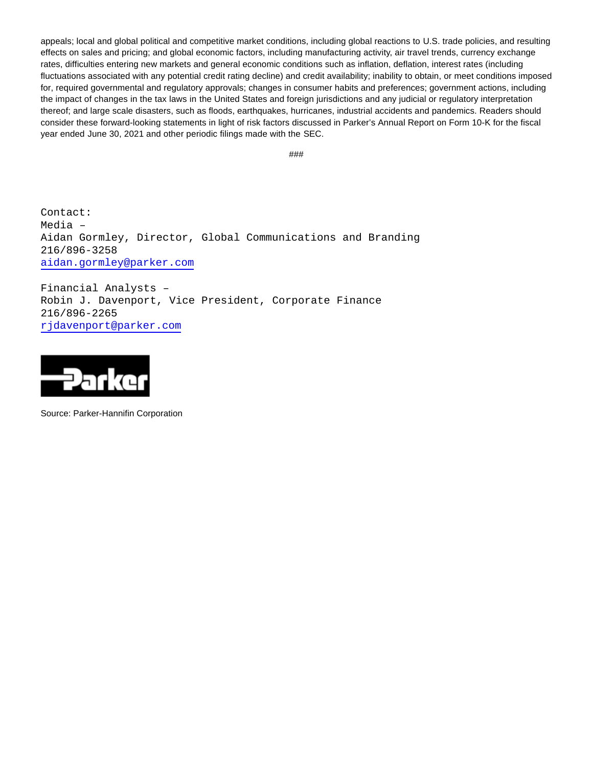appeals; local and global political and competitive market conditions, including global reactions to U.S. trade policies, and resulting effects on sales and pricing; and global economic factors, including manufacturing activity, air travel trends, currency exchange rates, difficulties entering new markets and general economic conditions such as inflation, deflation, interest rates (including fluctuations associated with any potential credit rating decline) and credit availability; inability to obtain, or meet conditions imposed for, required governmental and regulatory approvals; changes in consumer habits and preferences; government actions, including the impact of changes in the tax laws in the United States and foreign jurisdictions and any judicial or regulatory interpretation thereof; and large scale disasters, such as floods, earthquakes, hurricanes, industrial accidents and pandemics. Readers should consider these forward-looking statements in light of risk factors discussed in Parker's Annual Report on Form 10-K for the fiscal year ended June 30, 2021 and other periodic filings made with the SEC.

###

Contact:
Media –
Aidan Gormley, Director, Global Communications and Branding
216/896-3258
aidan.gormley@parker.com

Financial Analysts –
Robin J. Davenport, Vice President, Corporate Finance
216/896-2265
rjdavenport@parker.com

Parker

Source: Parker-Hannifin Corporation